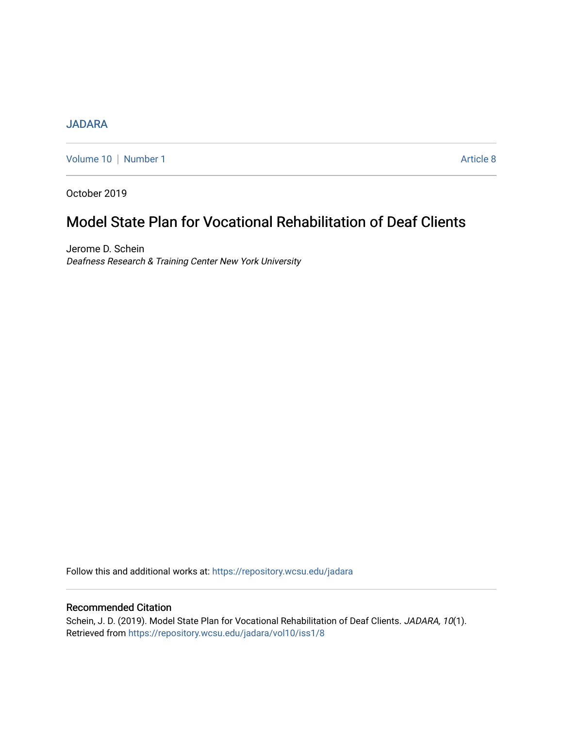JADARA

Volume 10 | Number 1 Article 8

October 2019

# Model State Plan for Vocational Rehabilitation of Deaf Clients

Jerome D. Schein
*Deafness Research & Training Center New York University*

Follow this and additional works at: https://repository.wcsu.edu/jadara

## Recommended Citation

Schein, J. D. (2019). Model State Plan for Vocational Rehabilitation of Deaf Clients. *JADARA, 10*(1). Retrieved from https://repository.wcsu.edu/jadara/vol10/iss1/8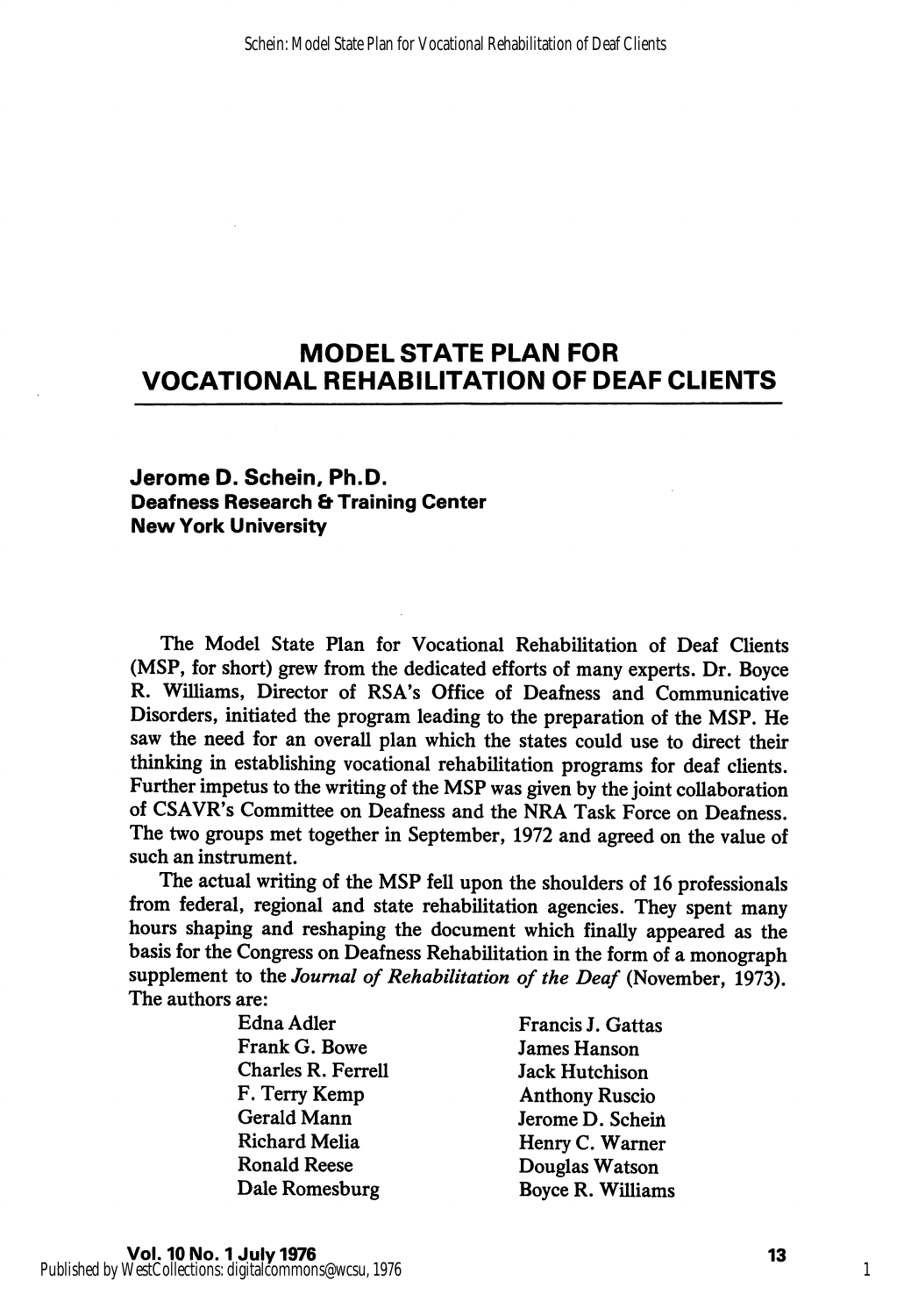# MODEL STATE PLAN FOR VOCATIONAL REHABILITATION OF DEAF CLIENTS

**Jerome D. Schein, Ph.D.**
**Deafness Research & Training Center**
**New York University**

The Model State Plan for Vocational Rehabilitation of Deaf Clients (MSP, for short) grew from the dedicated efforts of many experts. Dr. Boyce R. Williams, Director of RSA's Office of Deafness and Communicative Disorders, initiated the program leading to the preparation of the MSP. He saw the need for an overall plan which the states could use to direct their thinking in establishing vocational rehabilitation programs for deaf clients. Further impetus to the writing of the MSP was given by the joint collaboration of CSAVR's Committee on Deafness and the NRA Task Force on Deafness. The two groups met together in September, 1972 and agreed on the value of such an instrument.

The actual writing of the MSP fell upon the shoulders of 16 professionals from federal, regional and state rehabilitation agencies. They spent many hours shaping and reshaping the document which finally appeared as the basis for the Congress on Deafness Rehabilitation in the form of a monograph supplement to the *Journal of Rehabilitation of the Deaf* (November, 1973). The authors are:

| | |
|---|---|
| Edna Adler | Francis J. Gattas |
| Frank G. Bowe | James Hanson |
| Charles R. Ferrell | Jack Hutchison |
| F. Terry Kemp | Anthony Ruscio |
| Gerald Mann | Jerome D. Schein |
| Richard Melia | Henry C. Warner |
| Ronald Reese | Douglas Watson |
| Dale Romesburg | Boyce R. Williams |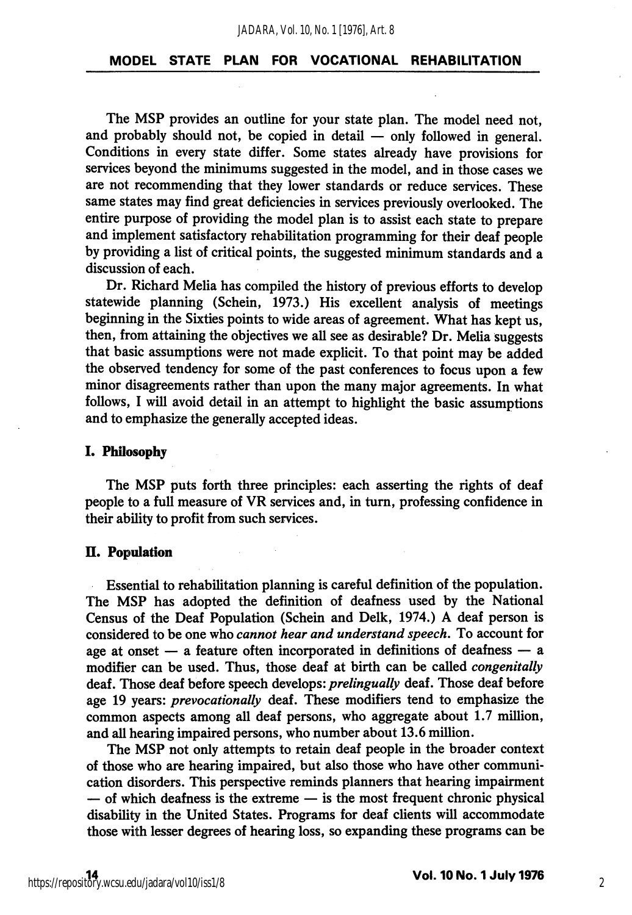The MSP provides an outline for your state plan. The model need not, and probably should not, be copied in detail — only followed in general. Conditions in every state differ. Some states already have provisions for services beyond the minimums suggested in the model, and in those cases we are not recommending that they lower standards or reduce services. These same states may find great deficiencies in services previously overlooked. The entire purpose of providing the model plan is to assist each state to prepare and implement satisfactory rehabilitation programming for their deaf people by providing a list of critical points, the suggested minimum standards and a discussion of each.

Dr. Richard Melia has compiled the history of previous efforts to develop statewide planning (Schein, 1973.) His excellent analysis of meetings beginning in the Sixties points to wide areas of agreement. What has kept us, then, from attaining the objectives we all see as desirable? Dr. Melia suggests that basic assumptions were not made explicit. To that point may be added the observed tendency for some of the past conferences to focus upon a few minor disagreements rather than upon the many major agreements. In what follows, I will avoid detail in an attempt to highlight the basic assumptions and to emphasize the generally accepted ideas.

**I. Philosophy**

The MSP puts forth three principles: each asserting the rights of deaf people to a full measure of VR services and, in turn, professing confidence in their ability to profit from such services.

**II. Population**

Essential to rehabilitation planning is careful definition of the population. The MSP has adopted the definition of deafness used by the National Census of the Deaf Population (Schein and Delk, 1974.) A deaf person is considered to be one who *cannot hear and understand speech.* To account for age at onset — a feature often incorporated in definitions of deafness — a modifier can be used. Thus, those deaf at birth can be called *congenitally* deaf. Those deaf before speech develops: *prelingually* deaf. Those deaf before age 19 years: *prevocationally* deaf. These modifiers tend to emphasize the common aspects among all deaf persons, who aggregate about 1.7 million, and all hearing impaired persons, who number about 13.6 million.

The MSP not only attempts to retain deaf people in the broader context of those who are hearing impaired, but also those who have other communication disorders. This perspective reminds planners that hearing impairment — of which deafness is the extreme — is the most frequent chronic physical disability in the United States. Programs for deaf clients will accommodate those with lesser degrees of hearing loss, so expanding these programs can be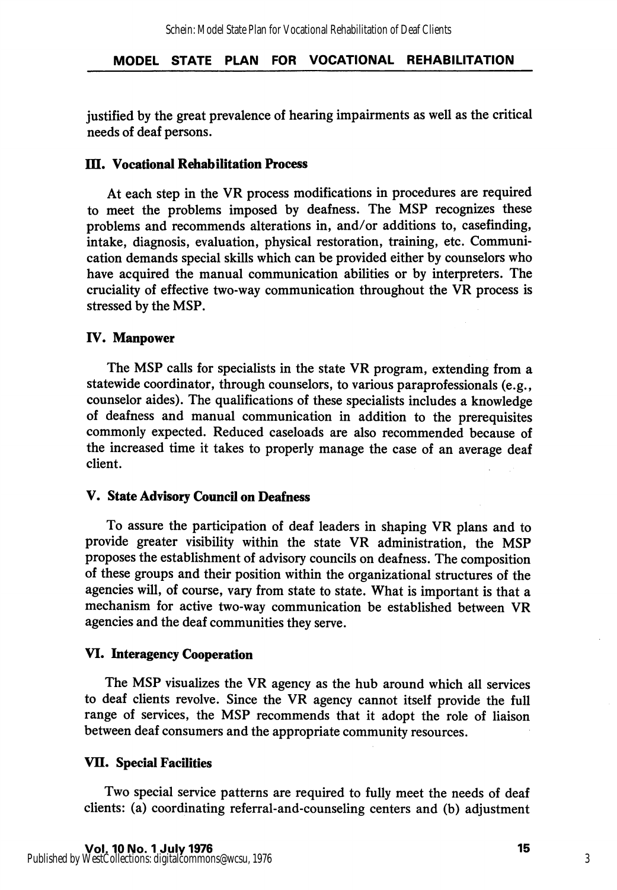justified by the great prevalence of hearing impairments as well as the critical needs of deaf persons.

### III. Vocational Rehabilitation Process

At each step in the VR process modifications in procedures are required to meet the problems imposed by deafness. The MSP recognizes these problems and recommends alterations in, and/or additions to, casefinding, intake, diagnosis, evaluation, physical restoration, training, etc. Communication demands special skills which can be provided either by counselors who have acquired the manual communication abilities or by interpreters. The cruciality of effective two-way communication throughout the VR process is stressed by the MSP.

### IV. Manpower

The MSP calls for specialists in the state VR program, extending from a statewide coordinator, through counselors, to various paraprofessionals (e.g., counselor aides). The qualifications of these specialists includes a knowledge of deafness and manual communication in addition to the prerequisites commonly expected. Reduced caseloads are also recommended because of the increased time it takes to properly manage the case of an average deaf client.

### V. State Advisory Council on Deafness

To assure the participation of deaf leaders in shaping VR plans and to provide greater visibility within the state VR administration, the MSP proposes the establishment of advisory councils on deafness. The composition of these groups and their position within the organizational structures of the agencies will, of course, vary from state to state. What is important is that a mechanism for active two-way communication be established between VR agencies and the deaf communities they serve.

### VI. Interagency Cooperation

The MSP visualizes the VR agency as the hub around which all services to deaf clients revolve. Since the VR agency cannot itself provide the full range of services, the MSP recommends that it adopt the role of liaison between deaf consumers and the appropriate community resources.

### VII. Special Facilities

Two special service patterns are required to fully meet the needs of deaf clients: (a) coordinating referral-and-counseling centers and (b) adjustment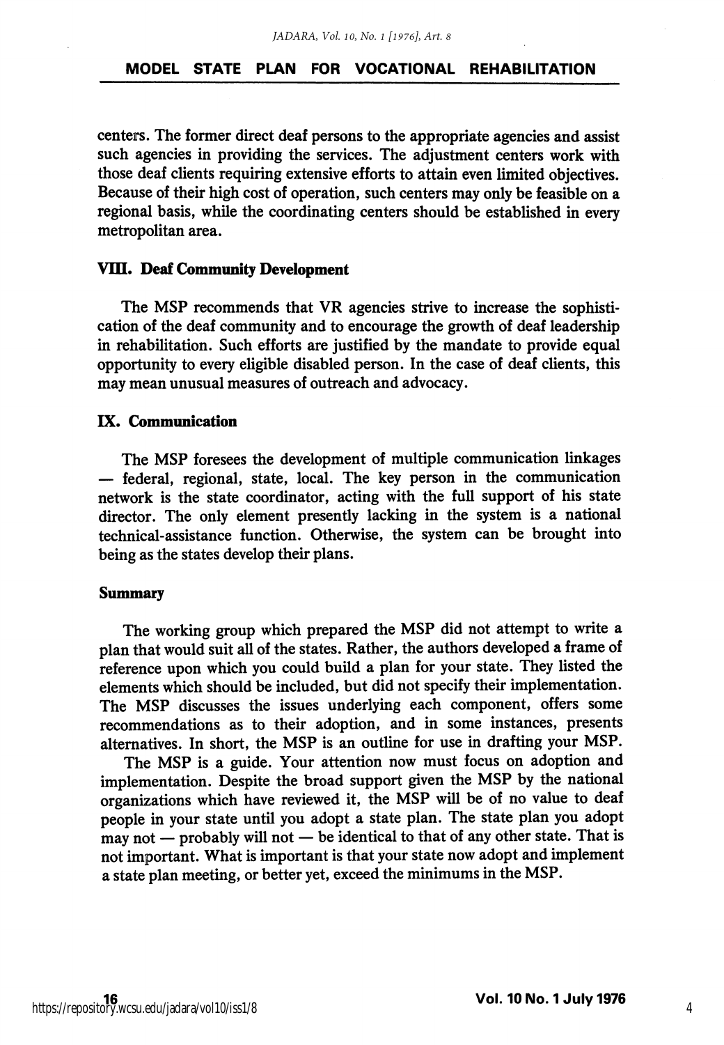centers. The former direct deaf persons to the appropriate agencies and assist such agencies in providing the services. The adjustment centers work with those deaf clients requiring extensive efforts to attain even limited objectives. Because of their high cost of operation, such centers may only be feasible on a regional basis, while the coordinating centers should be established in every metropolitan area.

### VIII. Deaf Community Development

The MSP recommends that VR agencies strive to increase the sophistication of the deaf community and to encourage the growth of deaf leadership in rehabilitation. Such efforts are justified by the mandate to provide equal opportunity to every eligible disabled person. In the case of deaf clients, this may mean unusual measures of outreach and advocacy.

### IX. Communication

The MSP foresees the development of multiple communication linkages — federal, regional, state, local. The key person in the communication network is the state coordinator, acting with the full support of his state director. The only element presently lacking in the system is a national technical-assistance function. Otherwise, the system can be brought into being as the states develop their plans.

### Summary

The working group which prepared the MSP did not attempt to write a plan that would suit all of the states. Rather, the authors developed a frame of reference upon which you could build a plan for your state. They listed the elements which should be included, but did not specify their implementation. The MSP discusses the issues underlying each component, offers some recommendations as to their adoption, and in some instances, presents alternatives. In short, the MSP is an outline for use in drafting your MSP.

The MSP is a guide. Your attention now must focus on adoption and implementation. Despite the broad support given the MSP by the national organizations which have reviewed it, the MSP will be of no value to deaf people in your state until you adopt a state plan. The state plan you adopt may not — probably will not — be identical to that of any other state. That is not important. What is important is that your state now adopt and implement a state plan meeting, or better yet, exceed the minimums in the MSP.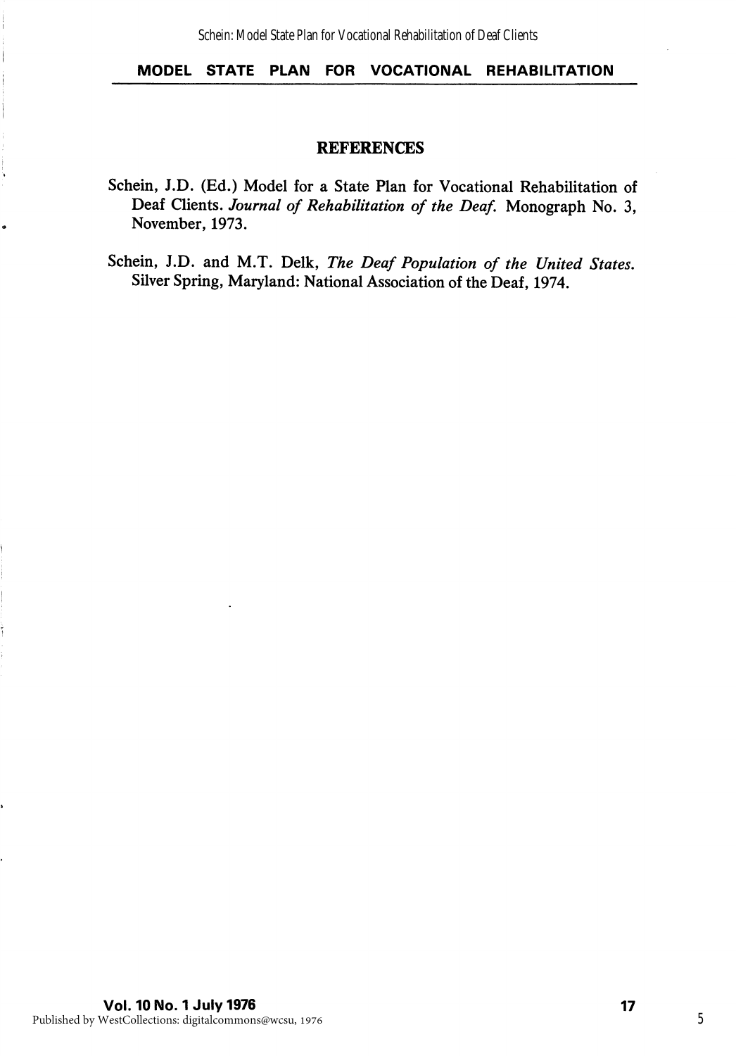## REFERENCES

Schein, J.D. (Ed.) Model for a State Plan for Vocational Rehabilitation of Deaf Clients. *Journal of Rehabilitation of the Deaf.* Monograph No. 3, November, 1973.

Schein, J.D. and M.T. Delk, *The Deaf Population of the United States.* Silver Spring, Maryland: National Association of the Deaf, 1974.